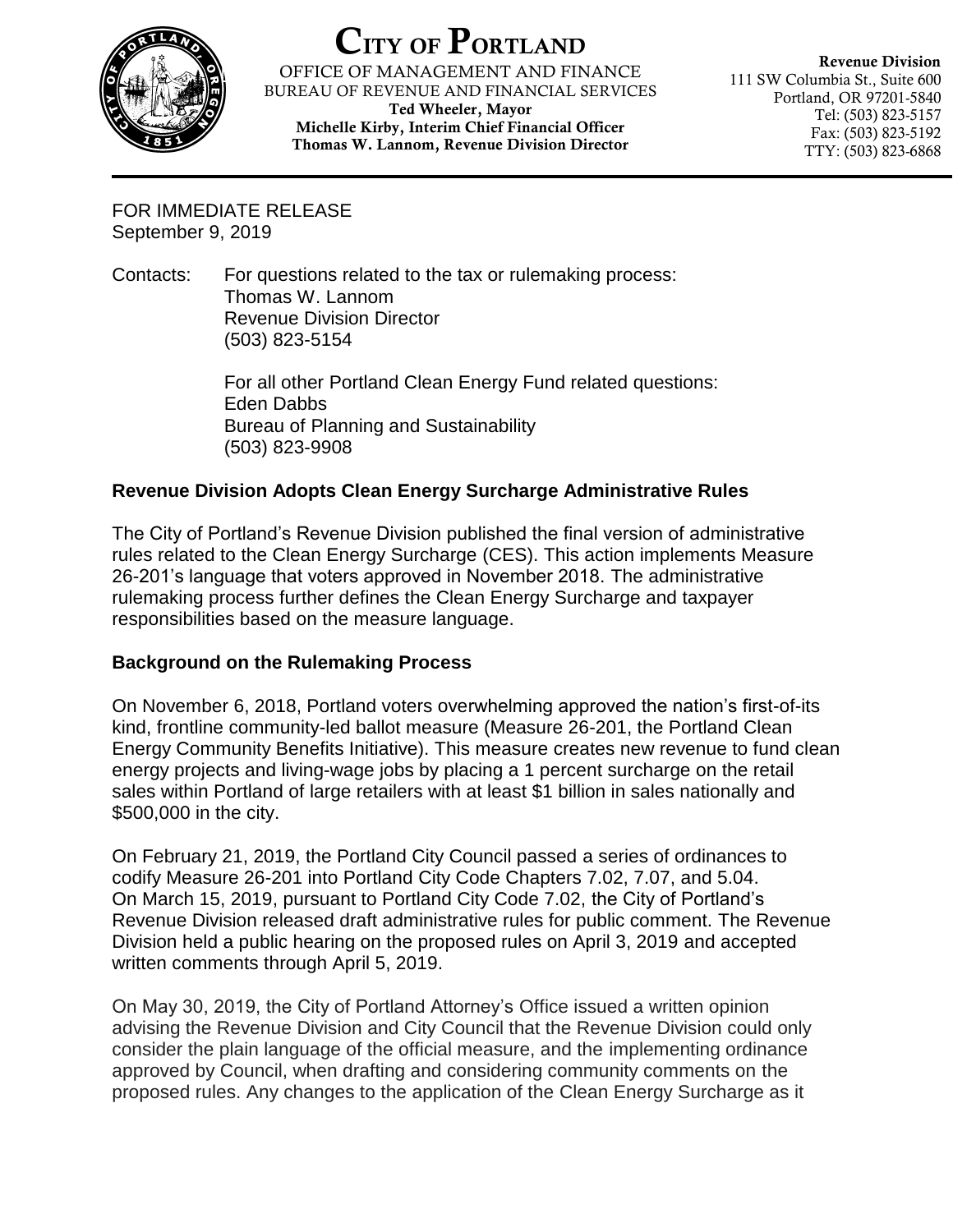# City of Portland

OFFICE OF MANAGEMENT AND FINANCE
BUREAU OF REVENUE AND FINANCIAL SERVICES
**Ted Wheeler, Mayor**
**Michelle Kirby, Interim Chief Financial Officer**
**Thomas W. Lannom, Revenue Division Director**

**Revenue Division**
111 SW Columbia St., Suite 600
Portland, OR 97201-5840
Tel: (503) 823-5157
Fax: (503) 823-5192
TTY: (503) 823-6868

---

FOR IMMEDIATE RELEASE
September 9, 2019

Contacts: For questions related to the tax or rulemaking process:
Thomas W. Lannom
Revenue Division Director
(503) 823-5154

For all other Portland Clean Energy Fund related questions:
Eden Dabbs
Bureau of Planning and Sustainability
(503) 823-9908

**Revenue Division Adopts Clean Energy Surcharge Administrative Rules**

The City of Portland's Revenue Division published the final version of administrative rules related to the Clean Energy Surcharge (CES). This action implements Measure 26-201's language that voters approved in November 2018. The administrative rulemaking process further defines the Clean Energy Surcharge and taxpayer responsibilities based on the measure language.

**Background on the Rulemaking Process**

On November 6, 2018, Portland voters overwhelming approved the nation's first-of-its kind, frontline community-led ballot measure (Measure 26-201, the Portland Clean Energy Community Benefits Initiative). This measure creates new revenue to fund clean energy projects and living-wage jobs by placing a 1 percent surcharge on the retail sales within Portland of large retailers with at least $1 billion in sales nationally and $500,000 in the city.

On February 21, 2019, the Portland City Council passed a series of ordinances to codify Measure 26-201 into Portland City Code Chapters 7.02, 7.07, and 5.04. On March 15, 2019, pursuant to Portland City Code 7.02, the City of Portland's Revenue Division released draft administrative rules for public comment. The Revenue Division held a public hearing on the proposed rules on April 3, 2019 and accepted written comments through April 5, 2019.

On May 30, 2019, the City of Portland Attorney's Office issued a written opinion advising the Revenue Division and City Council that the Revenue Division could only consider the plain language of the official measure, and the implementing ordinance approved by Council, when drafting and considering community comments on the proposed rules. Any changes to the application of the Clean Energy Surcharge as it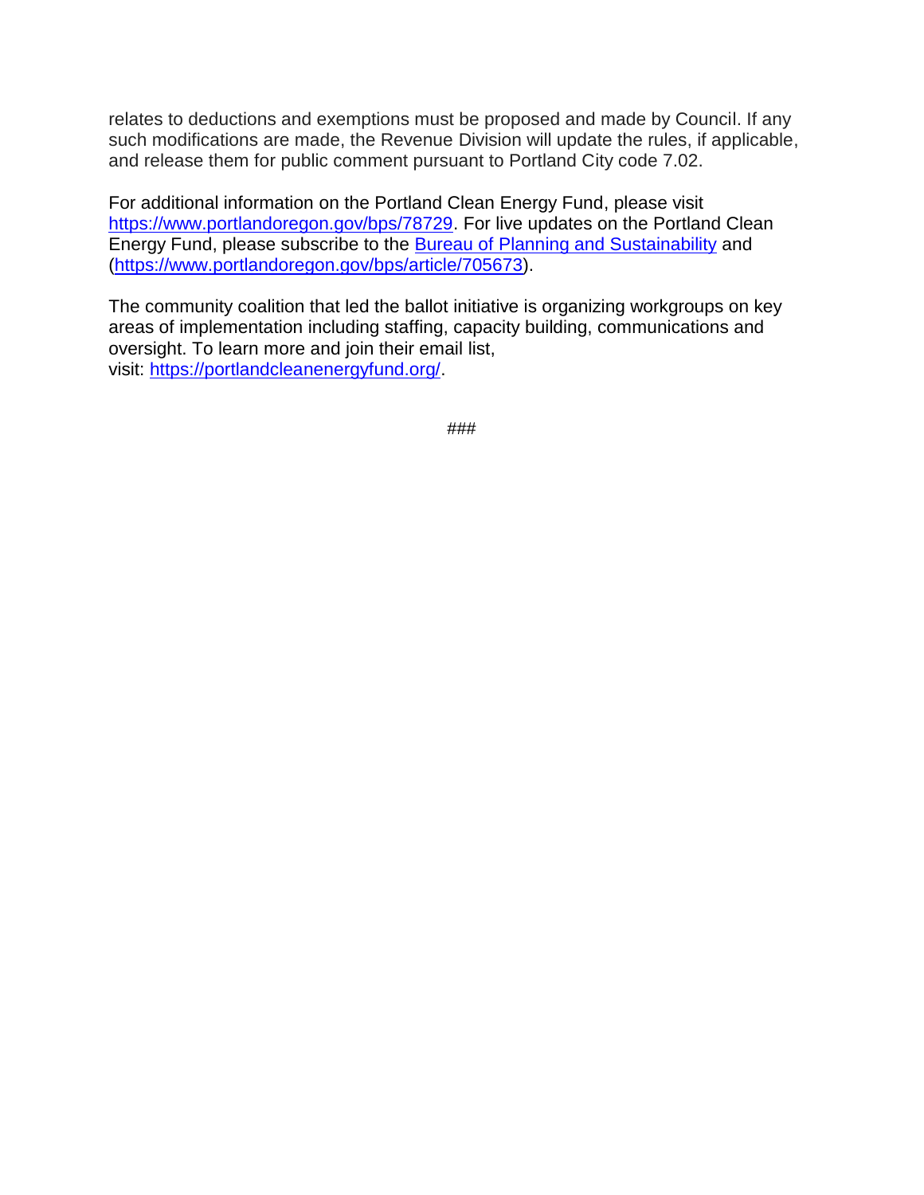relates to deductions and exemptions must be proposed and made by Council. If any such modifications are made, the Revenue Division will update the rules, if applicable, and release them for public comment pursuant to Portland City code 7.02.

For additional information on the Portland Clean Energy Fund, please visit https://www.portlandoregon.gov/bps/78729. For live updates on the Portland Clean Energy Fund, please subscribe to the Bureau of Planning and Sustainability and (https://www.portlandoregon.gov/bps/article/705673).

The community coalition that led the ballot initiative is organizing workgroups on key areas of implementation including staffing, capacity building, communications and oversight. To learn more and join their email list, visit: https://portlandcleanenergyfund.org/.

###